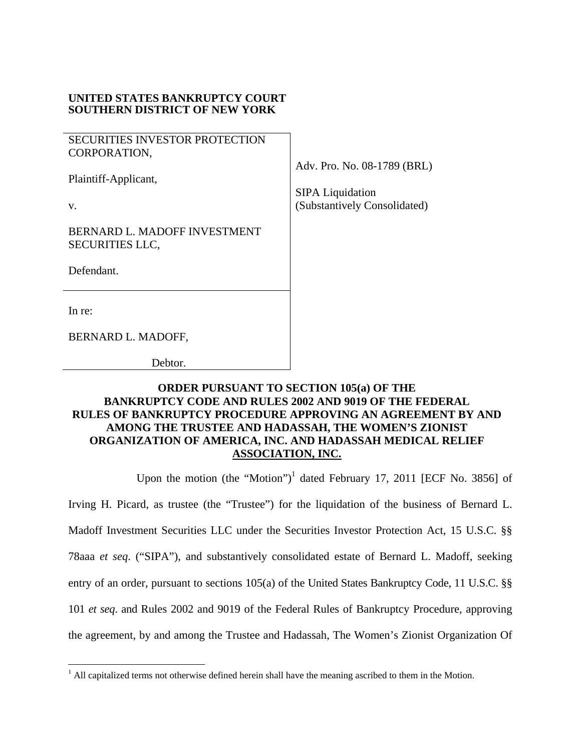**UNITED STATES BANKRUPTCY COURT**
**SOUTHERN DISTRICT OF NEW YORK**

| | |
|---|---|
| SECURITIES INVESTOR PROTECTION CORPORATION,<br><br>Plaintiff-Applicant,<br><br>v.<br><br>BERNARD L. MADOFF INVESTMENT SECURITIES LLC,<br><br>Defendant. | Adv. Pro. No. 08-1789 (BRL)<br><br>SIPA Liquidation<br>(Substantively Consolidated) |
| In re:<br><br>BERNARD L. MADOFF,<br><br>Debtor. | |

**ORDER PURSUANT TO SECTION 105(a) OF THE BANKRUPTCY CODE AND RULES 2002 AND 9019 OF THE FEDERAL RULES OF BANKRUPTCY PROCEDURE APPROVING AN AGREEMENT BY AND AMONG THE TRUSTEE AND HADASSAH, THE WOMEN'S ZIONIST ORGANIZATION OF AMERICA, INC. AND HADASSAH MEDICAL RELIEF ASSOCIATION, INC.**

Upon the motion (the "Motion")[1] dated February 17, 2011 [ECF No. 3856] of Irving H. Picard, as trustee (the "Trustee") for the liquidation of the business of Bernard L. Madoff Investment Securities LLC under the Securities Investor Protection Act, 15 U.S.C. §§ 78aaa *et seq*. ("SIPA"), and substantively consolidated estate of Bernard L. Madoff, seeking entry of an order, pursuant to sections 105(a) of the United States Bankruptcy Code, 11 U.S.C. §§ 101 *et seq*. and Rules 2002 and 9019 of the Federal Rules of Bankruptcy Procedure, approving the agreement, by and among the Trustee and Hadassah, The Women's Zionist Organization Of

[1] All capitalized terms not otherwise defined herein shall have the meaning ascribed to them in the Motion.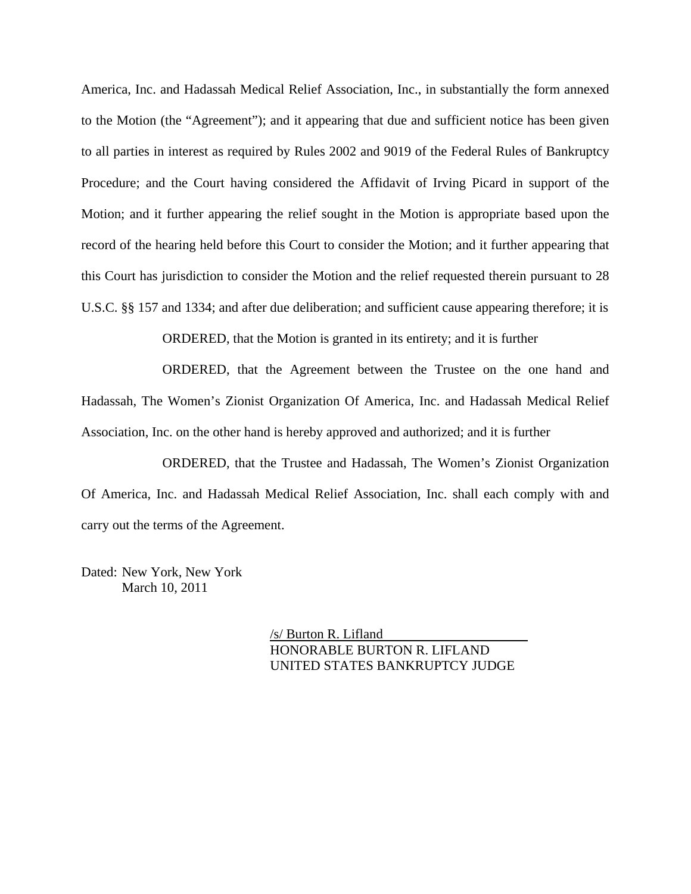America, Inc. and Hadassah Medical Relief Association, Inc., in substantially the form annexed to the Motion (the "Agreement"); and it appearing that due and sufficient notice has been given to all parties in interest as required by Rules 2002 and 9019 of the Federal Rules of Bankruptcy Procedure; and the Court having considered the Affidavit of Irving Picard in support of the Motion; and it further appearing the relief sought in the Motion is appropriate based upon the record of the hearing held before this Court to consider the Motion; and it further appearing that this Court has jurisdiction to consider the Motion and the relief requested therein pursuant to 28 U.S.C. §§ 157 and 1334; and after due deliberation; and sufficient cause appearing therefore; it is

ORDERED, that the Motion is granted in its entirety; and it is further

ORDERED, that the Agreement between the Trustee on the one hand and Hadassah, The Women's Zionist Organization Of America, Inc. and Hadassah Medical Relief Association, Inc. on the other hand is hereby approved and authorized; and it is further

ORDERED, that the Trustee and Hadassah, The Women's Zionist Organization Of America, Inc. and Hadassah Medical Relief Association, Inc. shall each comply with and carry out the terms of the Agreement.

Dated: New York, New York
March 10, 2011

/s/ Burton R. Lifland
HONORABLE BURTON R. LIFLAND
UNITED STATES BANKRUPTCY JUDGE